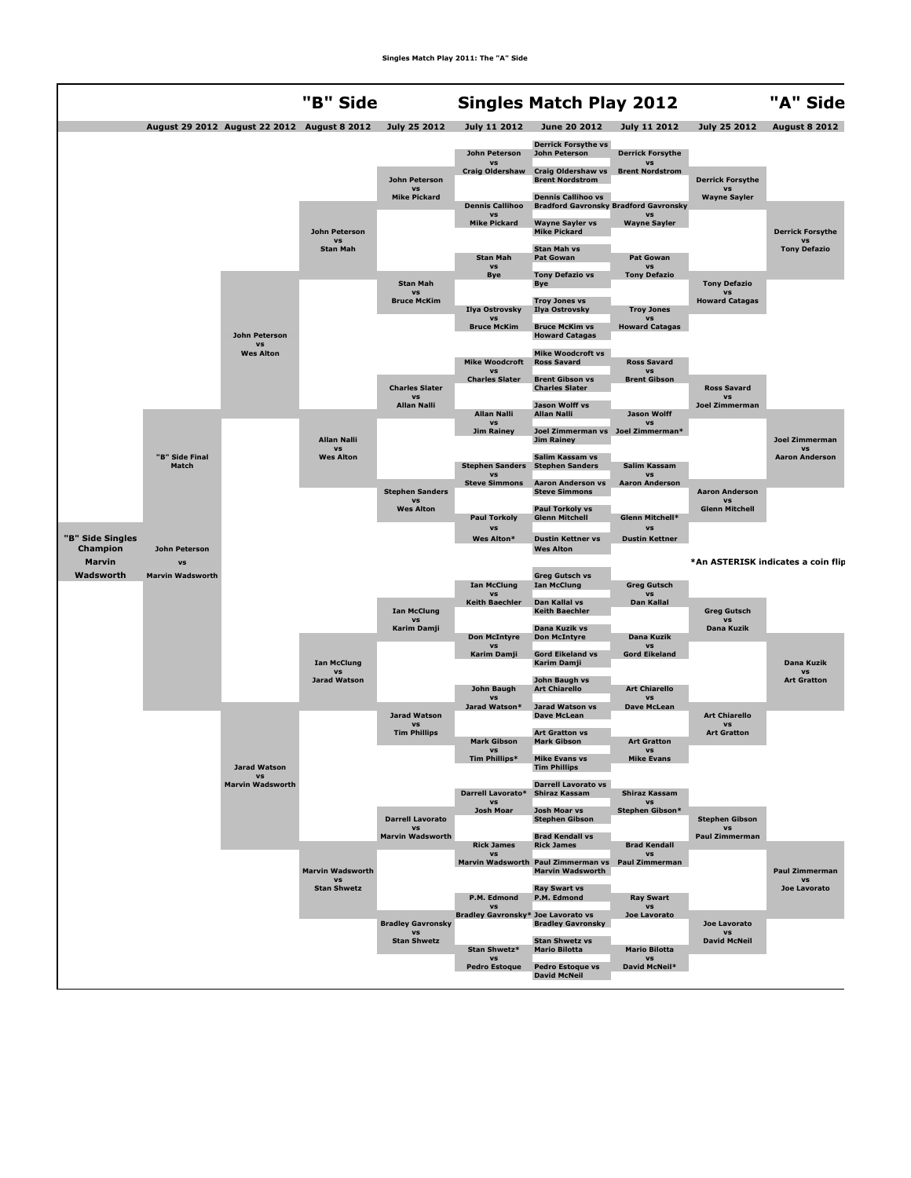Singles Match Play 2011: The "A" Side

# "B" Side — Singles Match Play 2012 — "A" Side

| August 29 2012 | August 22 2012 | August 8 2012 | July 25 2012 | July 11 2012 | June 20 2012 | July 11 2012 | July 25 2012 | August 8 2012 |
|---|---|---|---|---|---|---|---|---|
| | | | | John Peterson vs Craig Oldershaw | Derrick Forsythe vs John Peterson | Derrick Forsythe vs Brent Nordstrom | | |
| | | | John Peterson vs Mike Pickard | | Craig Oldershaw vs Brent Nordstrom | | Derrick Forsythe vs Wayne Sayler | |
| | | | | Dennis Callihoo vs Mike Pickard | Dennis Callihoo vs Bradford Gavronsky | Bradford Gavronsky vs Wayne Sayler | | |
| | | John Peterson vs Stan Mah | | | Wayne Sayler vs Mike Pickard | | | Derrick Forsythe vs Tony Defazio |
| | | | | Stan Mah vs Bye | Stan Mah vs Pat Gowan | Pat Gowan vs Tony Defazio | | |
| | | | Stan Mah vs Bruce McKim | | Tony Defazio vs Bye | | Tony Defazio vs Howard Catagas | |
| | | | | Ilya Ostrovsky vs Bruce McKim | Troy Jones vs Ilya Ostrovsky | Troy Jones vs Howard Catagas | | |
| | John Peterson vs Wes Alton | | | | Bruce McKim vs Howard Catagas | | | |
| | | | | Mike Woodcroft vs Charles Slater | Mike Woodcroft vs Ross Savard | Ross Savard vs Brent Gibson | | |
| | | | Charles Slater vs Allan Nalli | | Brent Gibson vs Charles Slater | | Ross Savard vs Joel Zimmerman | |
| | | | | Allan Nalli vs Jim Rainey | Jason Wolff vs Allan Nalli | Jason Wolff vs Joel Zimmerman* | | |
| "B" Side Final Match | | Allan Nalli vs Wes Alton | | | Joel Zimmerman vs Jim Rainey | | | Joel Zimmerman vs Aaron Anderson |
| | | | | Stephen Sanders vs Steve Simmons | Salim Kassam vs Stephen Sanders | Salim Kassam vs Aaron Anderson | | |
| | | | Stephen Sanders vs Wes Alton | | Aaron Anderson vs Steve Simmons | | Aaron Anderson vs Glenn Mitchell | |
| | | | | Paul Torkoly vs Wes Alton* | Paul Torkoly vs Glenn Mitchell | Glenn Mitchell* vs Dustin Kettner | | |
| John Peterson vs Marvin Wadsworth | | | | | Dustin Kettner vs Wes Alton | | | |
| | | | | Ian McClung vs Keith Baechler | Greg Gutsch vs Ian McClung | Greg Gutsch vs Dan Kallal | | |
| | | | Ian McClung vs Karim Damji | | Dan Kallal vs Keith Baechler | | Greg Gutsch vs Dana Kuzik | |
| | | | | Don McIntyre vs Karim Damji | Dana Kuzik vs Don McIntyre | Dana Kuzik vs Gord Eikeland | | |
| | | Ian McClung vs Jarad Watson | | | Gord Eikeland vs Karim Damji | | | Dana Kuzik vs Art Gratton |
| | | | | John Baugh vs Jarad Watson* | John Baugh vs Art Chiarello | Art Chiarello vs Dave McLean | | |
| | | | Jarad Watson vs Tim Phillips | | Jarad Watson vs Dave McLean | | Art Chiarello vs Art Gratton | |
| | | | | Mark Gibson vs Tim Phillips* | Art Gratton vs Mark Gibson | Art Gratton vs Mike Evans | | |
| | Jarad Watson vs Marvin Wadsworth | | | | Mike Evans vs Tim Phillips | | | |
| | | | | Darrell Lavorato* vs Josh Moar | Darrell Lavorato vs Shiraz Kassam | Shiraz Kassam vs Stephen Gibson* | | |
| | | | Darrell Lavorato vs Marvin Wadsworth | | Josh Moar vs Stephen Gibson | | Stephen Gibson vs Paul Zimmerman | |
| | | | | Rick James vs Marvin Wadsworth | Brad Kendall vs Rick James | Brad Kendall vs Paul Zimmerman | | |
| | | Marvin Wadsworth vs Stan Shwetz | | | Paul Zimmerman vs Marvin Wadsworth | | | Paul Zimmerman vs Joe Lavorato |
| | | | | P.M. Edmond vs Bradley Gavronsky* | Ray Swart vs P.M. Edmond | Ray Swart vs Joe Lavorato | | |
| | | | Bradley Gavronsky vs Stan Shwetz | | Joe Lavorato vs Bradley Gavronsky | | Joe Lavorato vs David McNeil | |
| | | | | Stan Shwetz* vs Pedro Estoque | Stan Shwetz vs Mario Bilotta | Mario Bilotta vs David McNeil* | | |
| | | | | | Pedro Estoque vs David McNeil | | | |

**"B" Side Singles Champion: Marvin Wadsworth**

*An ASTERISK indicates a coin flip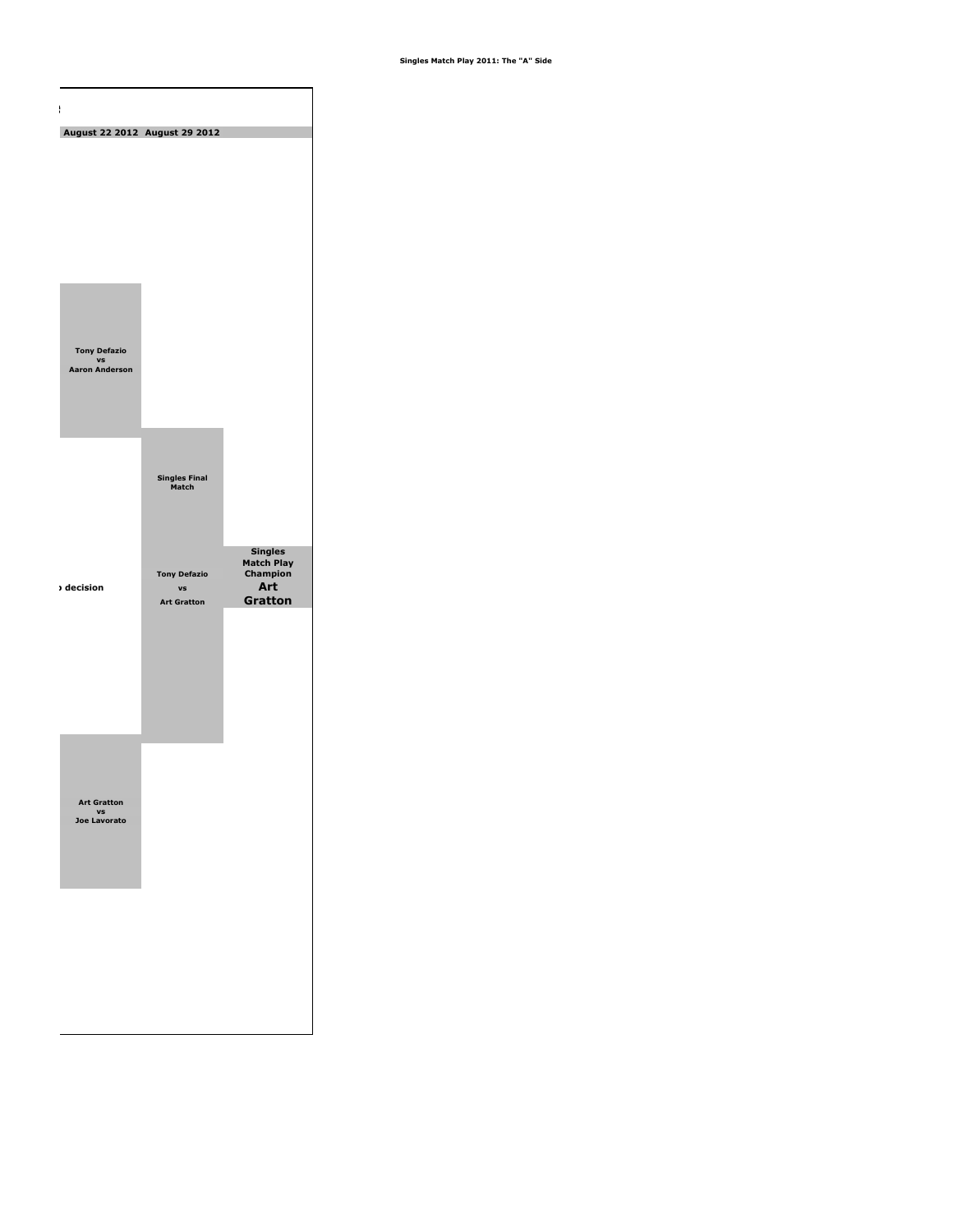Singles Match Play 2011: The "A" Side

August 22 2012 August 29 2012

Tony Defazio
vs
Aaron Anderson

Singles Final Match

decision

Tony Defazio
vs
Art Gratton

Singles Match Play Champion
**Art Gratton**

Art Gratton
vs
Joe Lavorato